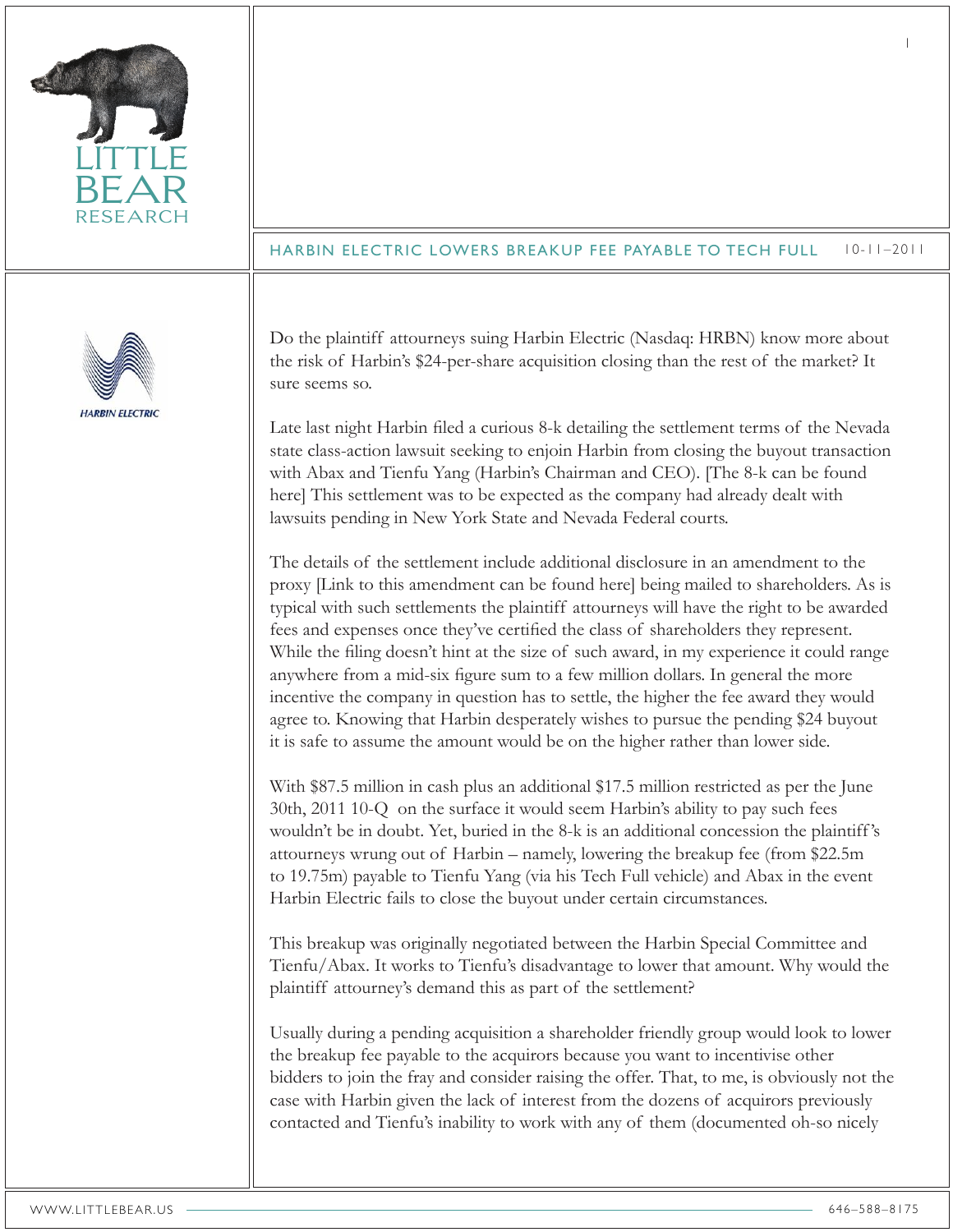# HARBIN ELECTRIC LOWERS BREAKUP FEE PAYABLE TO TECH FULL

10-11–2011

Do the plaintiff attourneys suing Harbin Electric (Nasdaq: HRBN) know more about the risk of Harbin's $24-per-share acquisition closing than the rest of the market? It sure seems so.

Late last night Harbin filed a curious 8-k detailing the settlement terms of the Nevada state class-action lawsuit seeking to enjoin Harbin from closing the buyout transaction with Abax and Tienfu Yang (Harbin's Chairman and CEO). [The 8-k can be found here] This settlement was to be expected as the company had already dealt with lawsuits pending in New York State and Nevada Federal courts.

The details of the settlement include additional disclosure in an amendment to the proxy [Link to this amendment can be found here] being mailed to shareholders. As is typical with such settlements the plaintiff attourneys will have the right to be awarded fees and expenses once they've certified the class of shareholders they represent. While the filing doesn't hint at the size of such award, in my experience it could range anywhere from a mid-six figure sum to a few million dollars. In general the more incentive the company in question has to settle, the higher the fee award they would agree to. Knowing that Harbin desperately wishes to pursue the pending $24 buyout it is safe to assume the amount would be on the higher rather than lower side.

With $87.5 million in cash plus an additional $17.5 million restricted as per the June 30th, 2011 10-Q on the surface it would seem Harbin's ability to pay such fees wouldn't be in doubt. Yet, buried in the 8-k is an additional concession the plaintiff's attourneys wrung out of Harbin – namely, lowering the breakup fee (from $22.5m to 19.75m) payable to Tienfu Yang (via his Tech Full vehicle) and Abax in the event Harbin Electric fails to close the buyout under certain circumstances.

This breakup was originally negotiated between the Harbin Special Committee and Tienfu/Abax. It works to Tienfu's disadvantage to lower that amount. Why would the plaintiff attourney's demand this as part of the settlement?

Usually during a pending acquisition a shareholder friendly group would look to lower the breakup fee payable to the acquirors because you want to incentivise other bidders to join the fray and consider raising the offer. That, to me, is obviously not the case with Harbin given the lack of interest from the dozens of acquirors previously contacted and Tienfu's inability to work with any of them (documented oh-so nicely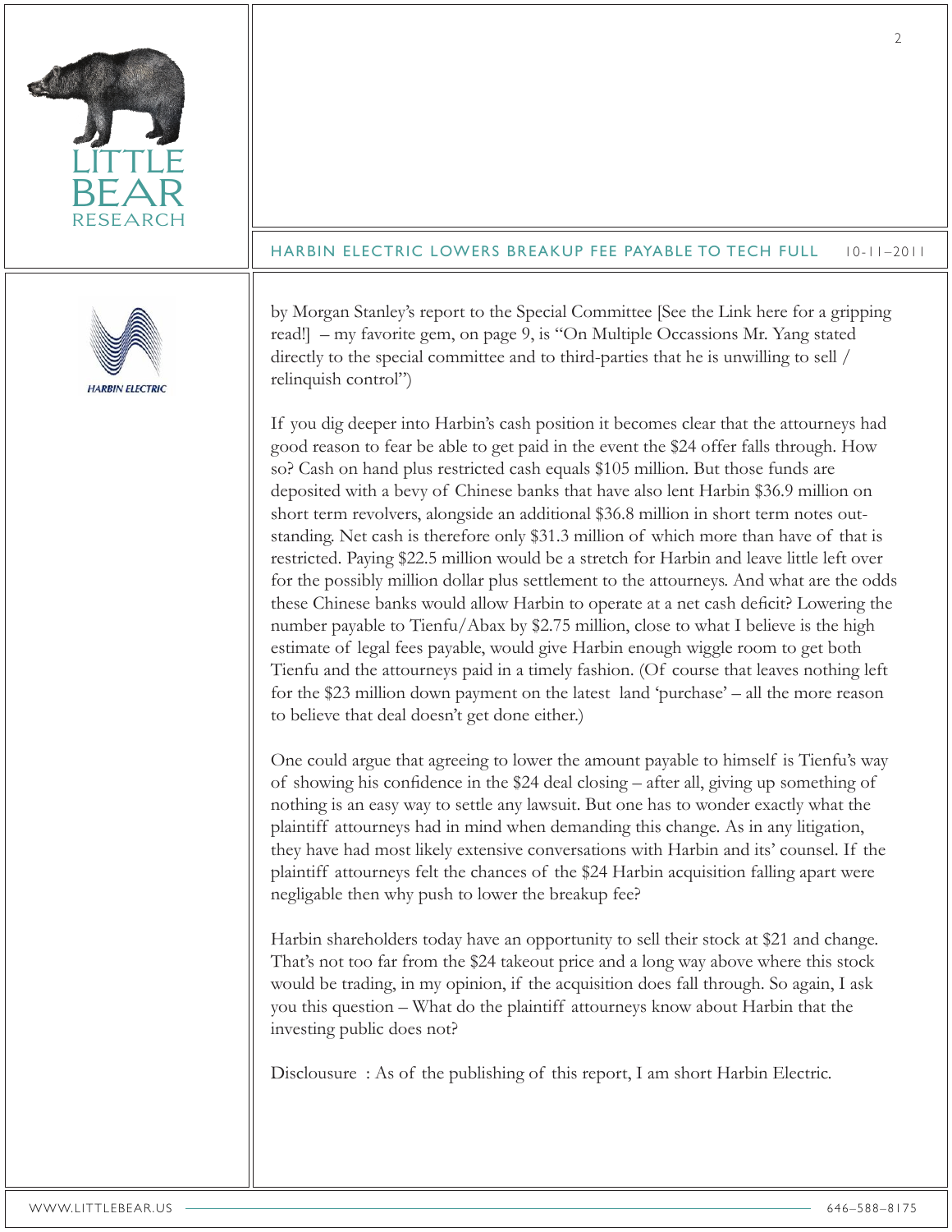by Morgan Stanley's report to the Special Committee [See the Link here for a gripping read!] – my favorite gem, on page 9, is "On Multiple Occassions Mr. Yang stated directly to the special committee and to third-parties that he is unwilling to sell / relinquish control")

If you dig deeper into Harbin's cash position it becomes clear that the attourneys had good reason to fear be able to get paid in the event the $24 offer falls through. How so? Cash on hand plus restricted cash equals $105 million. But those funds are deposited with a bevy of Chinese banks that have also lent Harbin $36.9 million on short term revolvers, alongside an additional $36.8 million in short term notes outstanding. Net cash is therefore only $31.3 million of which more than have of that is restricted. Paying $22.5 million would be a stretch for Harbin and leave little left over for the possibly million dollar plus settlement to the attourneys. And what are the odds these Chinese banks would allow Harbin to operate at a net cash deficit? Lowering the number payable to Tienfu/Abax by $2.75 million, close to what I believe is the high estimate of legal fees payable, would give Harbin enough wiggle room to get both Tienfu and the attourneys paid in a timely fashion. (Of course that leaves nothing left for the $23 million down payment on the latest land 'purchase' – all the more reason to believe that deal doesn't get done either.)

One could argue that agreeing to lower the amount payable to himself is Tienfu's way of showing his confidence in the $24 deal closing – after all, giving up something of nothing is an easy way to settle any lawsuit. But one has to wonder exactly what the plaintiff attourneys had in mind when demanding this change. As in any litigation, they have had most likely extensive conversations with Harbin and its' counsel. If the plaintiff attourneys felt the chances of the $24 Harbin acquisition falling apart were negligable then why push to lower the breakup fee?

Harbin shareholders today have an opportunity to sell their stock at $21 and change. That's not too far from the $24 takeout price and a long way above where this stock would be trading, in my opinion, if the acquisition does fall through. So again, I ask you this question – What do the plaintiff attourneys know about Harbin that the investing public does not?

Disclousure : As of the publishing of this report, I am short Harbin Electric.